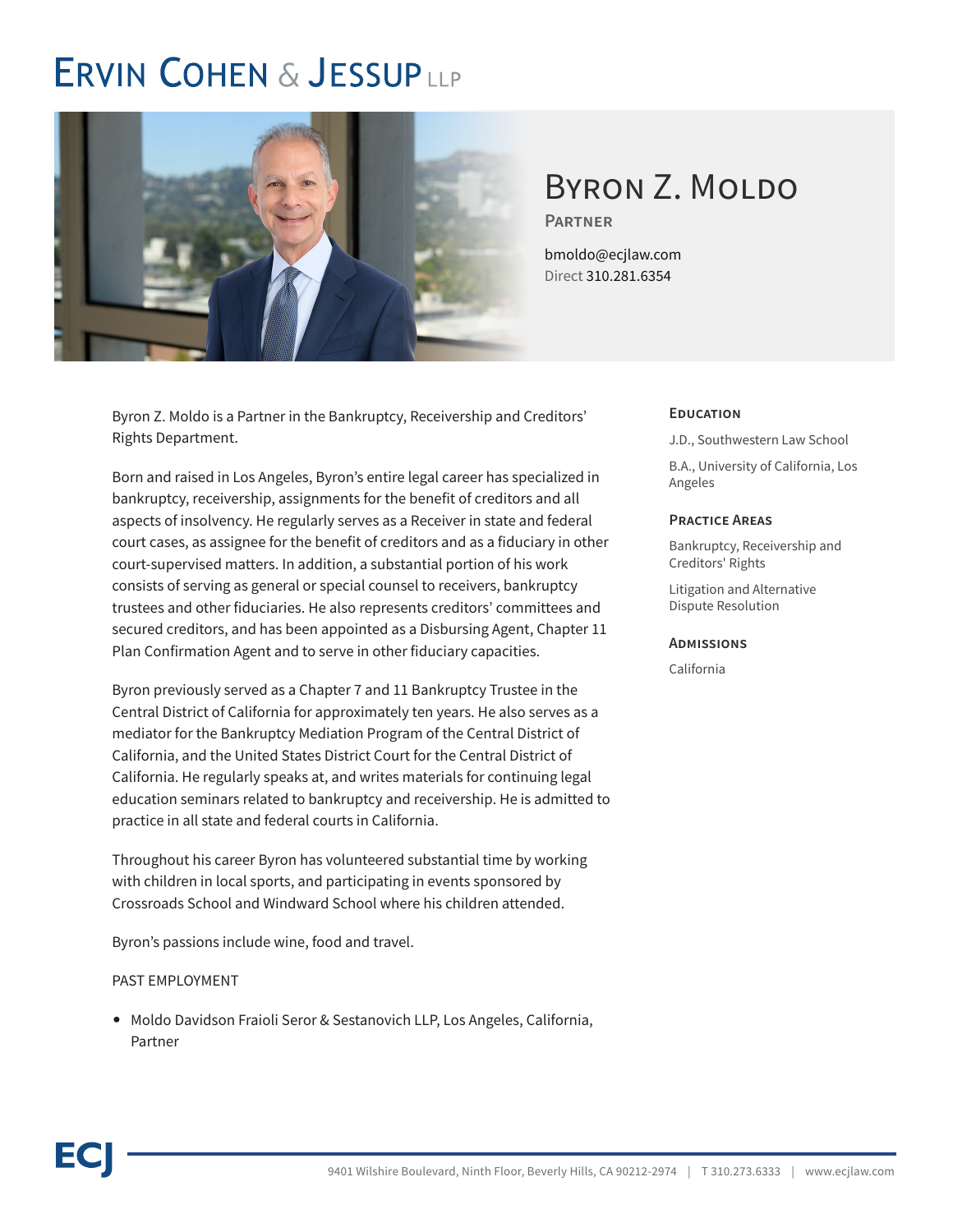# Ervin Cohen & Jessup LLP

## Byron Z. Moldo

**Partner**

bmoldo@ecjlaw.com
Direct 310.281.6354

Byron Z. Moldo is a Partner in the Bankruptcy, Receivership and Creditors' Rights Department.

Born and raised in Los Angeles, Byron's entire legal career has specialized in bankruptcy, receivership, assignments for the benefit of creditors and all aspects of insolvency. He regularly serves as a Receiver in state and federal court cases, as assignee for the benefit of creditors and as a fiduciary in other court-supervised matters. In addition, a substantial portion of his work consists of serving as general or special counsel to receivers, bankruptcy trustees and other fiduciaries. He also represents creditors' committees and secured creditors, and has been appointed as a Disbursing Agent, Chapter 11 Plan Confirmation Agent and to serve in other fiduciary capacities.

Byron previously served as a Chapter 7 and 11 Bankruptcy Trustee in the Central District of California for approximately ten years. He also serves as a mediator for the Bankruptcy Mediation Program of the Central District of California, and the United States District Court for the Central District of California. He regularly speaks at, and writes materials for continuing legal education seminars related to bankruptcy and receivership. He is admitted to practice in all state and federal courts in California.

Throughout his career Byron has volunteered substantial time by working with children in local sports, and participating in events sponsored by Crossroads School and Windward School where his children attended.

Byron's passions include wine, food and travel.

PAST EMPLOYMENT

- Moldo Davidson Fraioli Seror & Sestanovich LLP, Los Angeles, California, Partner

### Education

J.D., Southwestern Law School

B.A., University of California, Los Angeles

### Practice Areas

Bankruptcy, Receivership and Creditors' Rights

Litigation and Alternative Dispute Resolution

### Admissions

California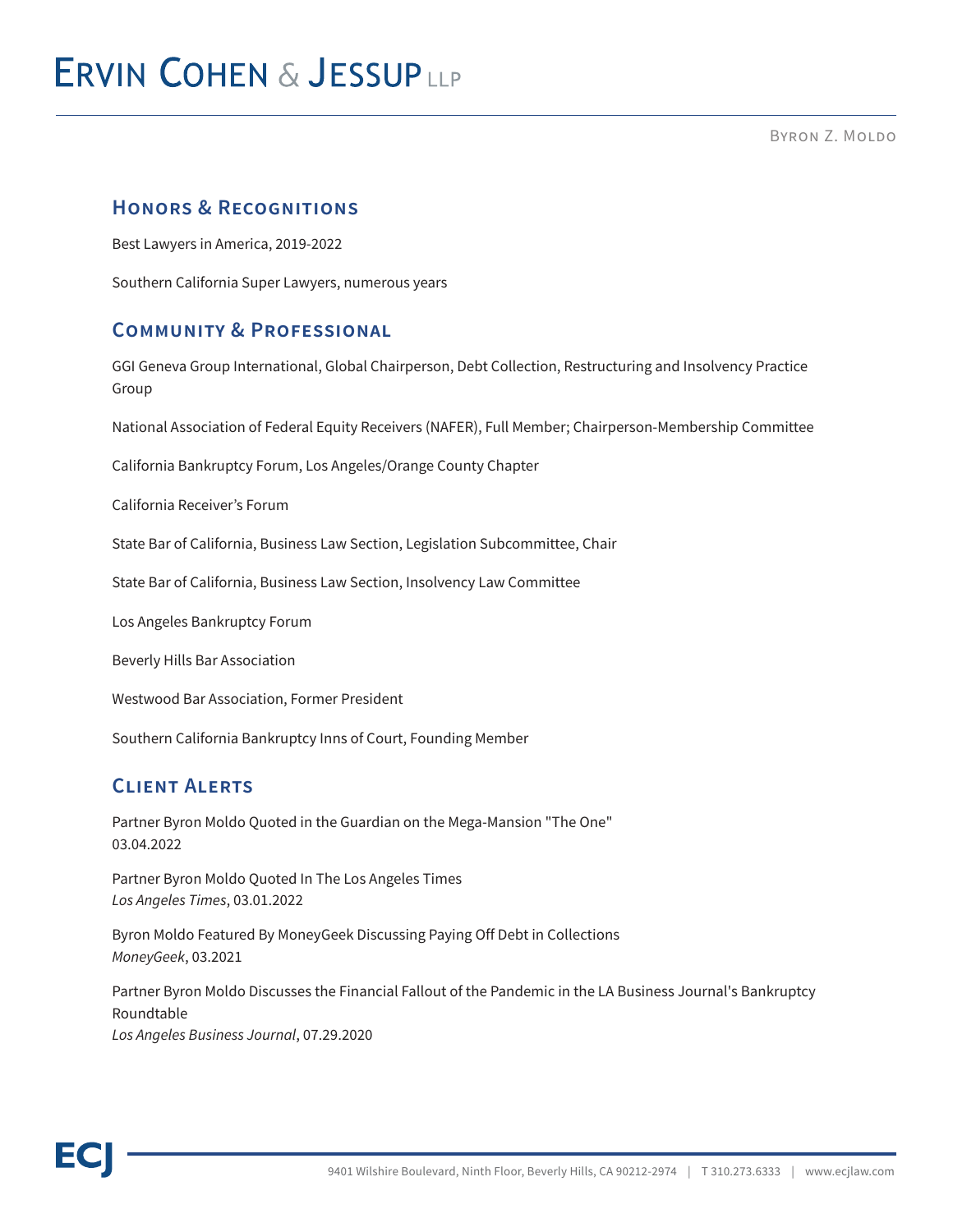## Honors & Recognitions

Best Lawyers in America, 2019-2022

Southern California Super Lawyers, numerous years

## Community & Professional

GGI Geneva Group International, Global Chairperson, Debt Collection, Restructuring and Insolvency Practice Group

National Association of Federal Equity Receivers (NAFER), Full Member; Chairperson-Membership Committee

California Bankruptcy Forum, Los Angeles/Orange County Chapter

California Receiver's Forum

State Bar of California, Business Law Section, Legislation Subcommittee, Chair

State Bar of California, Business Law Section, Insolvency Law Committee

Los Angeles Bankruptcy Forum

Beverly Hills Bar Association

Westwood Bar Association, Former President

Southern California Bankruptcy Inns of Court, Founding Member

## Client Alerts

Partner Byron Moldo Quoted in the Guardian on the Mega-Mansion "The One"
03.04.2022

Partner Byron Moldo Quoted In The Los Angeles Times
*Los Angeles Times*, 03.01.2022

Byron Moldo Featured By MoneyGeek Discussing Paying Off Debt in Collections
*MoneyGeek*, 03.2021

Partner Byron Moldo Discusses the Financial Fallout of the Pandemic in the LA Business Journal's Bankruptcy Roundtable
*Los Angeles Business Journal*, 07.29.2020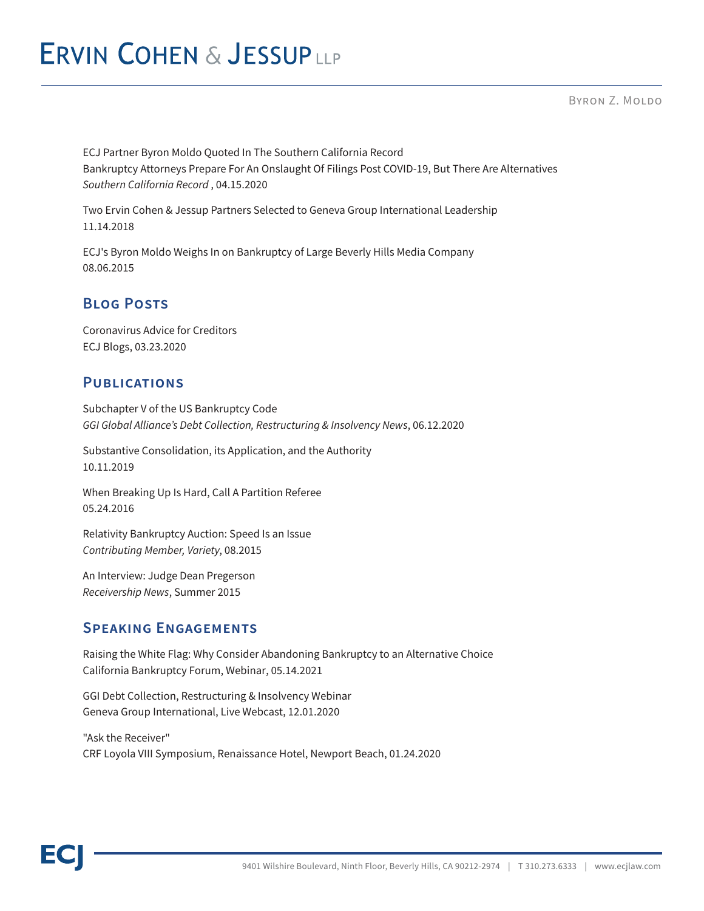ECJ Partner Byron Moldo Quoted In The Southern California Record
Bankruptcy Attorneys Prepare For An Onslaught Of Filings Post COVID-19, But There Are Alternatives
*Southern California Record* , 04.15.2020

Two Ervin Cohen & Jessup Partners Selected to Geneva Group International Leadership
11.14.2018

ECJ's Byron Moldo Weighs In on Bankruptcy of Large Beverly Hills Media Company
08.06.2015

## Blog Posts

Coronavirus Advice for Creditors
ECJ Blogs, 03.23.2020

## Publications

Subchapter V of the US Bankruptcy Code
*GGI Global Alliance's Debt Collection, Restructuring & Insolvency News*, 06.12.2020

Substantive Consolidation, its Application, and the Authority
10.11.2019

When Breaking Up Is Hard, Call A Partition Referee
05.24.2016

Relativity Bankruptcy Auction: Speed Is an Issue
*Contributing Member, Variety*, 08.2015

An Interview: Judge Dean Pregerson
*Receivership News*, Summer 2015

## Speaking Engagements

Raising the White Flag: Why Consider Abandoning Bankruptcy to an Alternative Choice
California Bankruptcy Forum, Webinar, 05.14.2021

GGI Debt Collection, Restructuring & Insolvency Webinar
Geneva Group International, Live Webcast, 12.01.2020

"Ask the Receiver"
CRF Loyola VIII Symposium, Renaissance Hotel, Newport Beach, 01.24.2020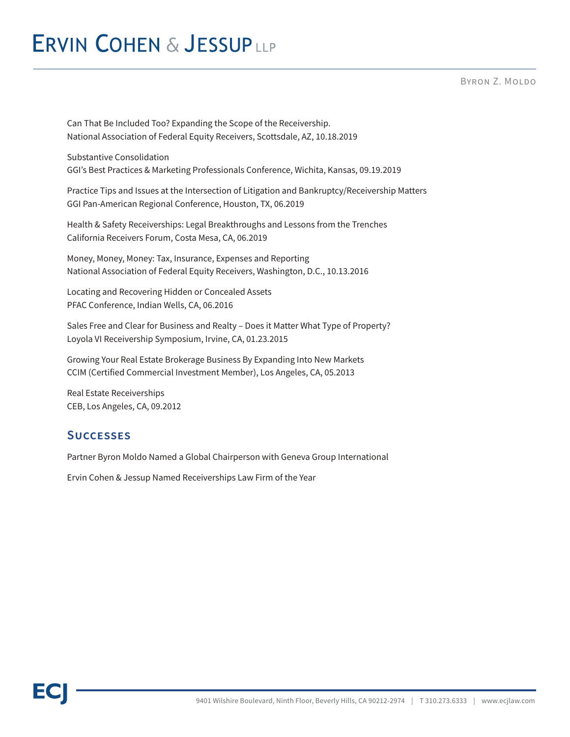Can That Be Included Too? Expanding the Scope of the Receivership.
National Association of Federal Equity Receivers, Scottsdale, AZ, 10.18.2019

Substantive Consolidation
GGI's Best Practices & Marketing Professionals Conference, Wichita, Kansas, 09.19.2019

Practice Tips and Issues at the Intersection of Litigation and Bankruptcy/Receivership Matters
GGI Pan-American Regional Conference, Houston, TX, 06.2019

Health & Safety Receiverships: Legal Breakthroughs and Lessons from the Trenches
California Receivers Forum, Costa Mesa, CA, 06.2019

Money, Money, Money: Tax, Insurance, Expenses and Reporting
National Association of Federal Equity Receivers, Washington, D.C., 10.13.2016

Locating and Recovering Hidden or Concealed Assets
PFAC Conference, Indian Wells, CA, 06.2016

Sales Free and Clear for Business and Realty – Does it Matter What Type of Property?
Loyola VI Receivership Symposium, Irvine, CA, 01.23.2015

Growing Your Real Estate Brokerage Business By Expanding Into New Markets
CCIM (Certified Commercial Investment Member), Los Angeles, CA, 05.2013

Real Estate Receiverships
CEB, Los Angeles, CA, 09.2012

## Successes

Partner Byron Moldo Named a Global Chairperson with Geneva Group International

Ervin Cohen & Jessup Named Receiverships Law Firm of the Year